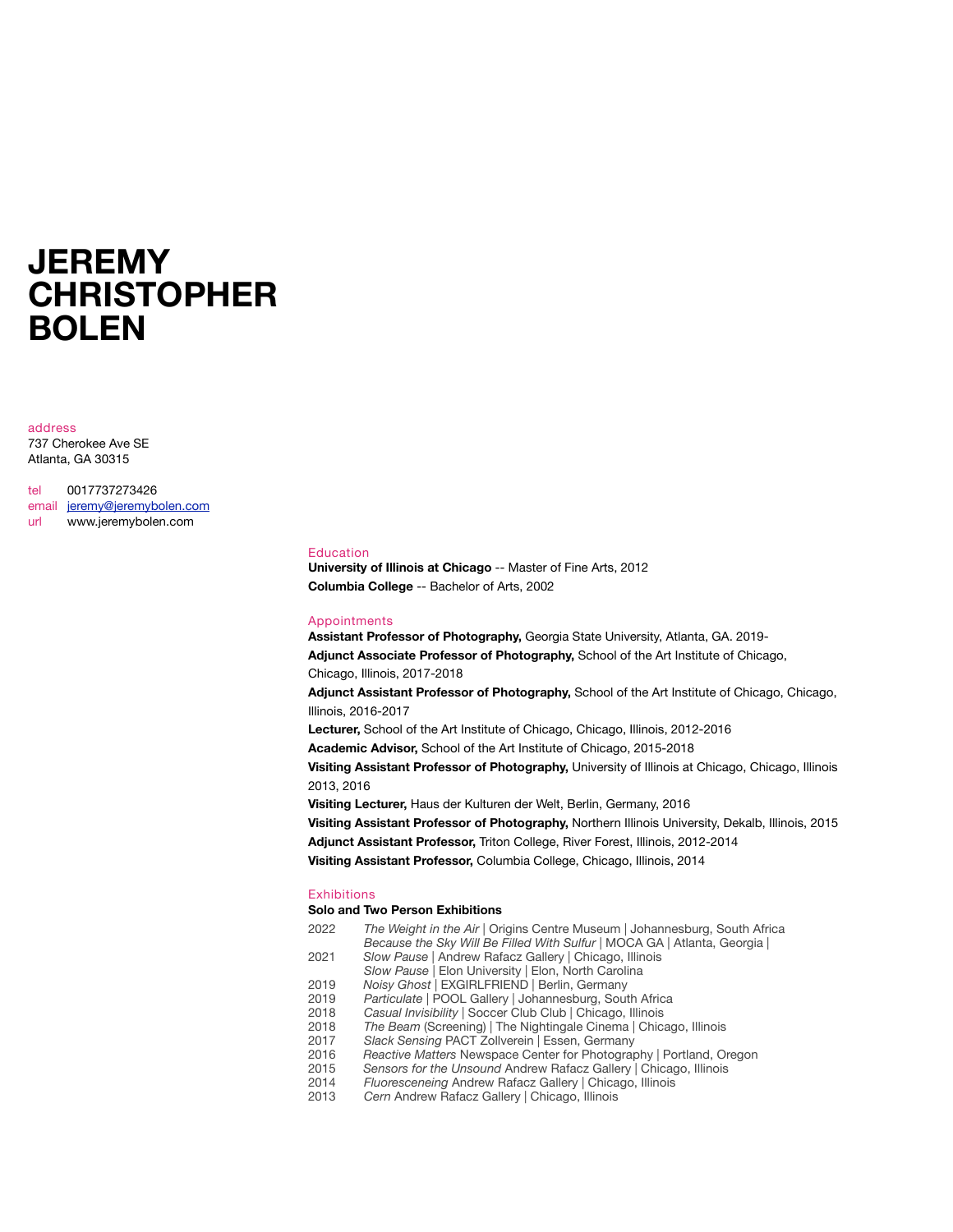# JEREMY CHRISTOPHER BOLEN

address
737 Cherokee Ave SE
Atlanta, GA 30315

tel 0017737273426
email jeremy@jeremybolen.com
url www.jeremybolen.com

## Education

**University of Illinois at Chicago** -- Master of Fine Arts, 2012

**Columbia College** -- Bachelor of Arts, 2002

## Appointments

**Assistant Professor of Photography,** Georgia State University, Atlanta, GA. 2019-

**Adjunct Associate Professor of Photography,** School of the Art Institute of Chicago, Chicago, Illinois, 2017-2018

**Adjunct Assistant Professor of Photography,** School of the Art Institute of Chicago, Chicago, Illinois, 2016-2017

**Lecturer,** School of the Art Institute of Chicago, Chicago, Illinois, 2012-2016

**Academic Advisor,** School of the Art Institute of Chicago, 2015-2018

**Visiting Assistant Professor of Photography,** University of Illinois at Chicago, Chicago, Illinois 2013, 2016

**Visiting Lecturer,** Haus der Kulturen der Welt, Berlin, Germany, 2016

**Visiting Assistant Professor of Photography,** Northern Illinois University, Dekalb, Illinois, 2015

**Adjunct Assistant Professor,** Triton College, River Forest, Illinois, 2012-2014

**Visiting Assistant Professor,** Columbia College, Chicago, Illinois, 2014

## Exhibitions

### Solo and Two Person Exhibitions

2022 *The Weight in the Air* | Origins Centre Museum | Johannesburg, South Africa
*Because the Sky Will Be Filled With Sulfur* | MOCA GA | Atlanta, Georgia |

2021 *Slow Pause* | Andrew Rafacz Gallery | Chicago, Illinois
*Slow Pause* | Elon University | Elon, North Carolina

2019 *Noisy Ghost* | EXGIRLFRIEND | Berlin, Germany

2019 *Particulate* | POOL Gallery | Johannesburg, South Africa

2018 *Casual Invisibility* | Soccer Club Club | Chicago, Illinois

2018 *The Beam* (Screening) | The Nightingale Cinema | Chicago, Illinois

2017 *Slack Sensing* PACT Zollverein | Essen, Germany

2016 *Reactive Matters* Newspace Center for Photography | Portland, Oregon

2015 *Sensors for the Unsound* Andrew Rafacz Gallery | Chicago, Illinois

2014 *Fluoresceneing* Andrew Rafacz Gallery | Chicago, Illinois

2013 *Cern* Andrew Rafacz Gallery | Chicago, Illinois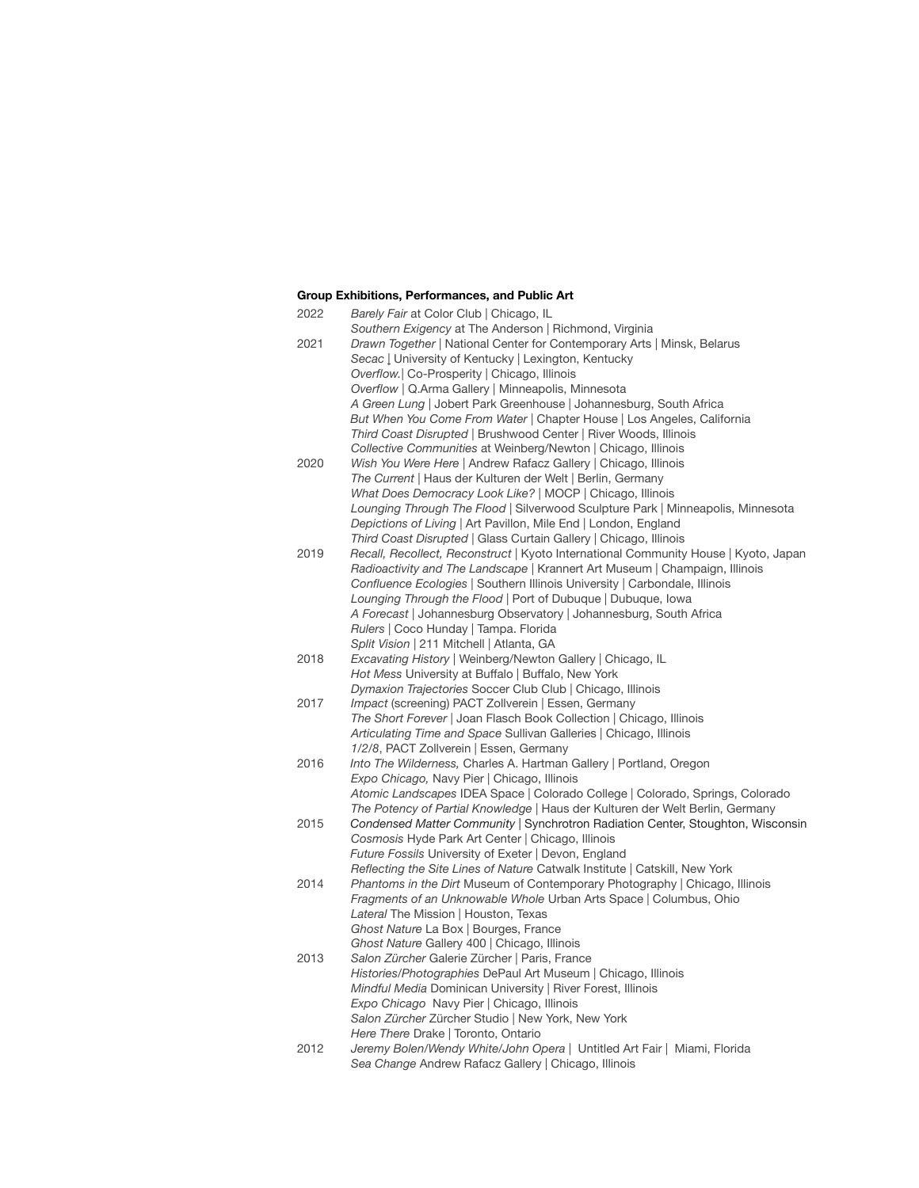**Group Exhibitions, Performances, and Public Art**

2022
*Barely Fair* at Color Club | Chicago, IL
*Southern Exigency* at The Anderson | Richmond, Virginia

2021
*Drawn Together* | National Center for Contemporary Arts | Minsk, Belarus
*Secac* | University of Kentucky | Lexington, Kentucky
*Overflow.*| Co-Prosperity | Chicago, Illinois
*Overflow* | Q.Arma Gallery | Minneapolis, Minnesota
*A Green Lung* | Jobert Park Greenhouse | Johannesburg, South Africa
*But When You Come From Water* | Chapter House | Los Angeles, California
*Third Coast Disrupted* | Brushwood Center | River Woods, Illinois
*Collective Communities* at Weinberg/Newton | Chicago, Illinois

2020
*Wish You Were Here* | Andrew Rafacz Gallery | Chicago, Illinois
*The Current* | Haus der Kulturen der Welt | Berlin, Germany
*What Does Democracy Look Like?* | MOCP | Chicago, Illinois
*Lounging Through The Flood* | Silverwood Sculpture Park | Minneapolis, Minnesota
*Depictions of Living* | Art Pavillon, Mile End | London, England
*Third Coast Disrupted* | Glass Curtain Gallery | Chicago, Illinois

2019
*Recall, Recollect, Reconstruct* | Kyoto International Community House | Kyoto, Japan
*Radioactivity and The Landscape* | Krannert Art Museum | Champaign, Illinois
*Confluence Ecologies* | Southern Illinois University | Carbondale, Illinois
*Lounging Through the Flood* | Port of Dubuque | Dubuque, Iowa
*A Forecast* | Johannesburg Observatory | Johannesburg, South Africa
*Rulers* | Coco Hunday | Tampa. Florida
*Split Vision* | 211 Mitchell | Atlanta, GA

2018
*Excavating History* | Weinberg/Newton Gallery | Chicago, IL
*Hot Mess* University at Buffalo | Buffalo, New York
*Dymaxion Trajectories* Soccer Club Club | Chicago, Illinois

2017
*Impact* (screening) PACT Zollverein | Essen, Germany
*The Short Forever* | Joan Flasch Book Collection | Chicago, Illinois
*Articulating Time and Space* Sullivan Galleries | Chicago, Illinois
*1/2/8*, PACT Zollverein | Essen, Germany

2016
*Into The Wilderness,* Charles A. Hartman Gallery | Portland, Oregon
*Expo Chicago,* Navy Pier | Chicago, Illinois
*Atomic Landscapes* IDEA Space | Colorado College | Colorado, Springs, Colorado
*The Potency of Partial Knowledge* | Haus der Kulturen der Welt Berlin, Germany

2015
*Condensed Matter Community* | Synchrotron Radiation Center, Stoughton, Wisconsin
*Cosmosis* Hyde Park Art Center | Chicago, Illinois
*Future Fossils* University of Exeter | Devon, England
*Reflecting the Site Lines of Nature* Catwalk Institute | Catskill, New York

2014
*Phantoms in the Dirt* Museum of Contemporary Photography | Chicago, Illinois
*Fragments of an Unknowable Whole* Urban Arts Space | Columbus, Ohio
*Lateral* The Mission | Houston, Texas
*Ghost Nature* La Box | Bourges, France
*Ghost Nature* Gallery 400 | Chicago, Illinois

2013
*Salon Zürcher* Galerie Zürcher | Paris, France
*Histories/Photographies* DePaul Art Museum | Chicago, Illinois
*Mindful Media* Dominican University | River Forest, Illinois
*Expo Chicago* Navy Pier | Chicago, Illinois
*Salon Zürcher* Zürcher Studio | New York, New York
*Here There* Drake | Toronto, Ontario

2012
*Jeremy Bolen/Wendy White/John Opera* | Untitled Art Fair | Miami, Florida
*Sea Change* Andrew Rafacz Gallery | Chicago, Illinois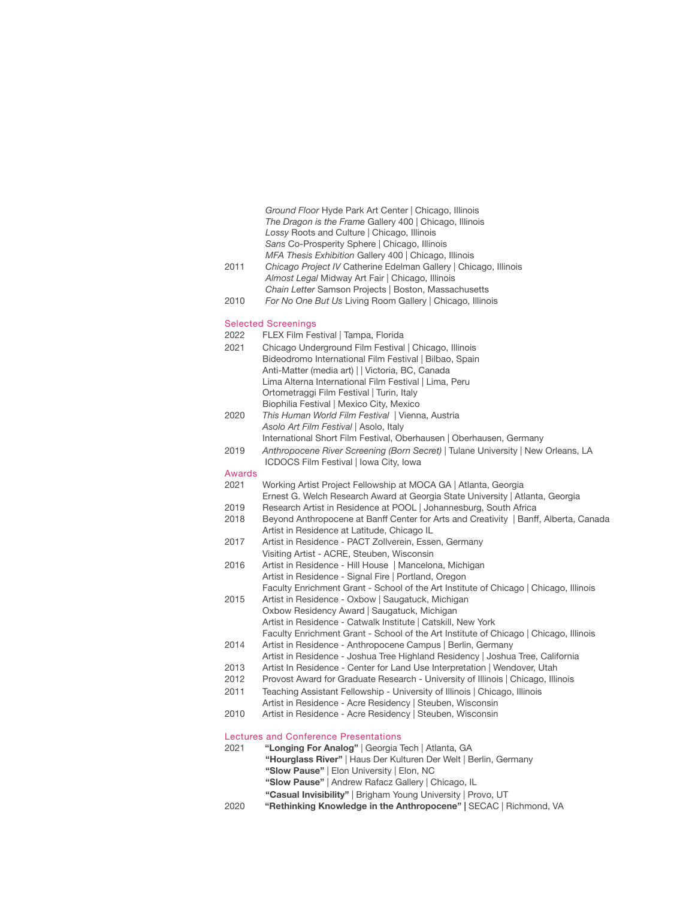*Ground Floor* Hyde Park Art Center | Chicago, Illinois
*The Dragon is the Frame* Gallery 400 | Chicago, Illinois
*Lossy* Roots and Culture | Chicago, Illinois
*Sans* Co-Prosperity Sphere | Chicago, Illinois
*MFA Thesis Exhibition* Gallery 400 | Chicago, Illinois

2011 *Chicago Project IV* Catherine Edelman Gallery | Chicago, Illinois
*Almost Legal* Midway Art Fair | Chicago, Illinois
*Chain Letter* Samson Projects | Boston, Massachusetts

2010 *For No One But Us* Living Room Gallery | Chicago, Illinois

## Selected Screenings

2022 FLEX Film Festival | Tampa, Florida

2021 Chicago Underground Film Festival | Chicago, Illinois
Bideodromo International Film Festival | Bilbao, Spain
Anti-Matter (media art) | | Victoria, BC, Canada
Lima Alterna International Film Festival | Lima, Peru
Ortometraggi Film Festival | Turin, Italy
Biophilia Festival | Mexico City, Mexico

2020 *This Human World Film Festival* | Vienna, Austria
*Asolo Art Film Festival* | Asolo, Italy
International Short Film Festival, Oberhausen | Oberhausen, Germany

2019 *Anthropocene River Screening (Born Secret)* | Tulane University | New Orleans, LA
ICDOCS Film Festival | Iowa City, Iowa

## Awards

2021 Working Artist Project Fellowship at MOCA GA | Atlanta, Georgia
Ernest G. Welch Research Award at Georgia State University | Atlanta, Georgia

2019 Research Artist in Residence at POOL | Johannesburg, South Africa

2018 Beyond Anthropocene at Banff Center for Arts and Creativity | Banff, Alberta, Canada
Artist in Residence at Latitude, Chicago IL

2017 Artist in Residence - PACT Zollverein, Essen, Germany
Visiting Artist - ACRE, Steuben, Wisconsin

2016 Artist in Residence - Hill House | Mancelona, Michigan
Artist in Residence - Signal Fire | Portland, Oregon
Faculty Enrichment Grant - School of the Art Institute of Chicago | Chicago, Illinois

2015 Artist in Residence - Oxbow | Saugatuck, Michigan
Oxbow Residency Award | Saugatuck, Michigan
Artist in Residence - Catwalk Institute | Catskill, New York
Faculty Enrichment Grant - School of the Art Institute of Chicago | Chicago, Illinois

2014 Artist in Residence - Anthropocene Campus | Berlin, Germany
Artist in Residence - Joshua Tree Highland Residency | Joshua Tree, California

2013 Artist In Residence - Center for Land Use Interpretation | Wendover, Utah

2012 Provost Award for Graduate Research - University of Illinois | Chicago, Illinois

2011 Teaching Assistant Fellowship - University of Illinois | Chicago, Illinois
Artist in Residence - Acre Residency | Steuben, Wisconsin

2010 Artist in Residence - Acre Residency | Steuben, Wisconsin

## Lectures and Conference Presentations

2021 **"Longing For Analog"** | Georgia Tech | Atlanta, GA
**"Hourglass River"** | Haus Der Kulturen Der Welt | Berlin, Germany
**"Slow Pause"** | Elon University | Elon, NC
**"Slow Pause"** | Andrew Rafacz Gallery | Chicago, IL
**"Casual Invisibility"** | Brigham Young University | Provo, UT

2020 **"Rethinking Knowledge in the Anthropocene" |** SECAC | Richmond, VA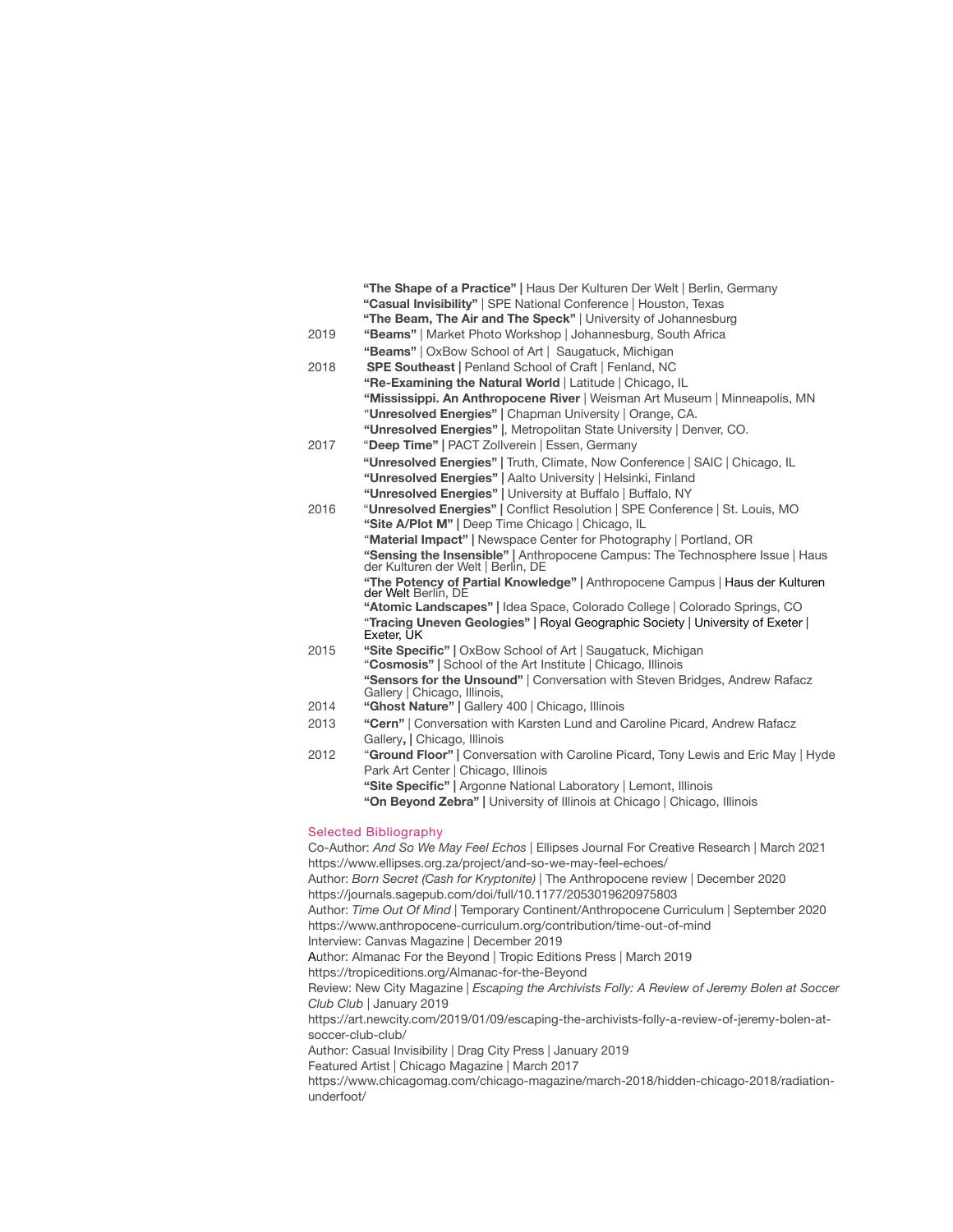**"The Shape of a Practice" |** Haus Der Kulturen Der Welt | Berlin, Germany
**"Casual Invisibility"** | SPE National Conference | Houston, Texas
**"The Beam, The Air and The Speck"** | University of Johannesburg

2019 **"Beams"** | Market Photo Workshop | Johannesburg, South Africa
**"Beams"** | OxBow School of Art | Saugatuck, Michigan

2018 **SPE Southeast |** Penland School of Craft | Fenland, NC
**"Re-Examining the Natural World** | Latitude | Chicago, IL
**"Mississippi. An Anthropocene River** | Weisman Art Museum | Minneapolis, MN
"**Unresolved Energies" |** Chapman University | Orange, CA.
**"Unresolved Energies" |**, Metropolitan State University | Denver, CO.

2017 "**Deep Time" |** PACT Zollverein | Essen, Germany
**"Unresolved Energies" |** Truth, Climate, Now Conference | SAIC | Chicago, IL
**"Unresolved Energies" |** Aalto University | Helsinki, Finland
**"Unresolved Energies" |** University at Buffalo | Buffalo, NY

2016 "**Unresolved Energies" |** Conflict Resolution | SPE Conference | St. Louis, MO
**"Site A/Plot M" |** Deep Time Chicago | Chicago, IL
"**Material Impact" |** Newspace Center for Photography | Portland, OR
**"Sensing the Insensible" |** Anthropocene Campus: The Technosphere Issue | Haus der Kulturen der Welt | Berlin, DE
**"The Potency of Partial Knowledge" |** Anthropocene Campus | Haus der Kulturen der Welt Berlin, DE
**"Atomic Landscapes" |** Idea Space, Colorado College | Colorado Springs, CO
"**Tracing Uneven Geologies" |** Royal Geographic Society | University of Exeter | Exeter, UK

2015 **"Site Specific" |** OxBow School of Art | Saugatuck, Michigan
"**Cosmosis" |** School of the Art Institute | Chicago, Illinois
**"Sensors for the Unsound"** | Conversation with Steven Bridges, Andrew Rafacz Gallery | Chicago, Illinois,

2014 **"Ghost Nature" |** Gallery 400 | Chicago, Illinois

2013 **"Cern"** | Conversation with Karsten Lund and Caroline Picard, Andrew Rafacz Gallery**, |** Chicago, Illinois

2012 "**Ground Floor" |** Conversation with Caroline Picard, Tony Lewis and Eric May | Hyde Park Art Center | Chicago, Illinois
**"Site Specific" |** Argonne National Laboratory | Lemont, Illinois
**"On Beyond Zebra" |** University of Illinois at Chicago | Chicago, Illinois

## Selected Bibliography

Co-Author: *And So We May Feel Echos* | Ellipses Journal For Creative Research | March 2021
https://www.ellipses.org.za/project/and-so-we-may-feel-echoes/
Author: *Born Secret (Cash for Kryptonite)* | The Anthropocene review | December 2020
https://journals.sagepub.com/doi/full/10.1177/2053019620975803
Author: *Time Out Of Mind* | Temporary Continent/Anthropocene Curriculum | September 2020
https://www.anthropocene-curriculum.org/contribution/time-out-of-mind
Interview: Canvas Magazine | December 2019
Author: Almanac For the Beyond | Tropic Editions Press | March 2019
https://tropiceditions.org/Almanac-for-the-Beyond
Review: New City Magazine | *Escaping the Archivists Folly: A Review of Jeremy Bolen at Soccer Club Club* | January 2019
https://art.newcity.com/2019/01/09/escaping-the-archivists-folly-a-review-of-jeremy-bolen-at-soccer-club-club/
Author: Casual Invisibility | Drag City Press | January 2019
Featured Artist | Chicago Magazine | March 2017
https://www.chicagomag.com/chicago-magazine/march-2018/hidden-chicago-2018/radiation-underfoot/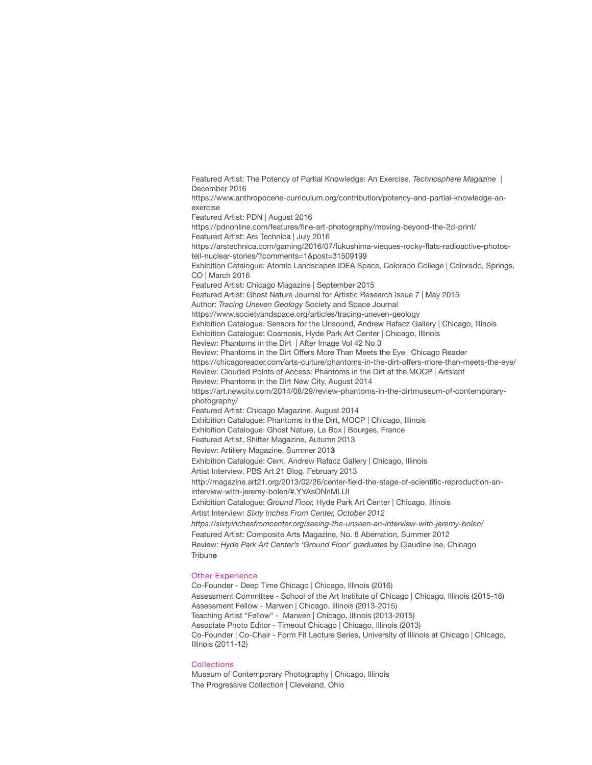Featured Artist: The Potency of Partial Knowledge: An Exercise. *Technosphere Magazine* | December 2016

https://www.anthropocene-curriculum.org/contribution/potency-and-partial-knowledge-an-exercise

Featured Artist: PDN | August 2016

https://pdnonline.com/features/fine-art-photography/moving-beyond-the-2d-print/

Featured Artist: Ars Technica | July 2016

https://arstechnica.com/gaming/2016/07/fukushima-vieques-rocky-flats-radioactive-photos-tell-nuclear-stories/?comments=1&post=31509199

Exhibition Catalogue: Atomic Landscapes IDEA Space, Colorado College | Colorado, Springs, CO | March 2016

Featured Artist: Chicago Magazine | September 2015

Featured Artist: Ghost Nature Journal for Artistic Research Issue 7 | May 2015

Author: *Tracing Uneven Geology* Society and Space Journal

https://www.societyandspace.org/articles/tracing-uneven-geology

Exhibition Catalogue: Sensors for the Unsound, Andrew Rafacz Gallery | Chicago, Illinois

Exhibition Catalogue: Cosmosis, Hyde Park Art Center | Chicago, Illinois

Review: Phantoms in the Dirt | After Image Vol 42 No 3

Review: Phantoms in the Dirt Offers More Than Meets the Eye | Chicago Reader

https://chicagoreader.com/arts-culture/phantoms-in-the-dirt-offers-more-than-meets-the-eye/

Review: Clouded Points of Access: Phantoms in the Dirt at the MOCP | Artslant

Review: Phantoms in the Dirt New City, August 2014

https://art.newcity.com/2014/08/29/review-phantoms-in-the-dirtmuseum-of-contemporary-photography/

Featured Artist: Chicago Magazine, August 2014

Exhibition Catalogue: Phantoms in the Dirt, MOCP | Chicago, Illinois

Exhibition Catalogue: Ghost Nature, La Box | Bourges, France

Featured Artist, Shifter Magazine, Autumn 2013

Review: Artillery Magazine, Summer 201**3**

Exhibition Catalogue: *Cern*, Andrew Rafacz Gallery | Chicago, Illinois

Artist Interview. PBS Art 21 Blog, February 2013

http://magazine.art21.org/2013/02/26/center-field-the-stage-of-scientific-reproduction-an-interview-with-jeremy-bolen/#.YYAsONnMLUI

Exhibition Catalogue: *Ground Floor,* Hyde Park Art Center | Chicago, Illinois

Artist Interview: *Sixty Inches From Center, October 2012*

*https://sixtyinchesfromcenter.org/seeing-the-unseen-an-interview-with-jeremy-bolen/*

Featured Artist: Composite Arts Magazine, No. 8 Aberration, Summer 2012

Review: *Hyde Park Art Center's 'Ground Floor' graduates* by Claudine Ise, Chicago Tribun**e**

## Other Experience

Co-Founder - Deep Time Chicago | Chicago, Illinois (2016)

Assessment Committee - School of the Art Institute of Chicago | Chicago, Illinois (2015-16)

Assessment Fellow - Marwen | Chicago, Illinois (2013-2015)

Teaching Artist "Fellow" - Marwen | Chicago, Illinois (2013-2015)

Associate Photo Editor - Timeout Chicago | Chicago, Illinois (2013)

Co-Founder | Co-Chair - Form Fit Lecture Series, University of Illinois at Chicago | Chicago, Illinois (2011-12)

## Collections

Museum of Contemporary Photography | Chicago, Illinois

The Progressive Collection | Cleveland, Ohio